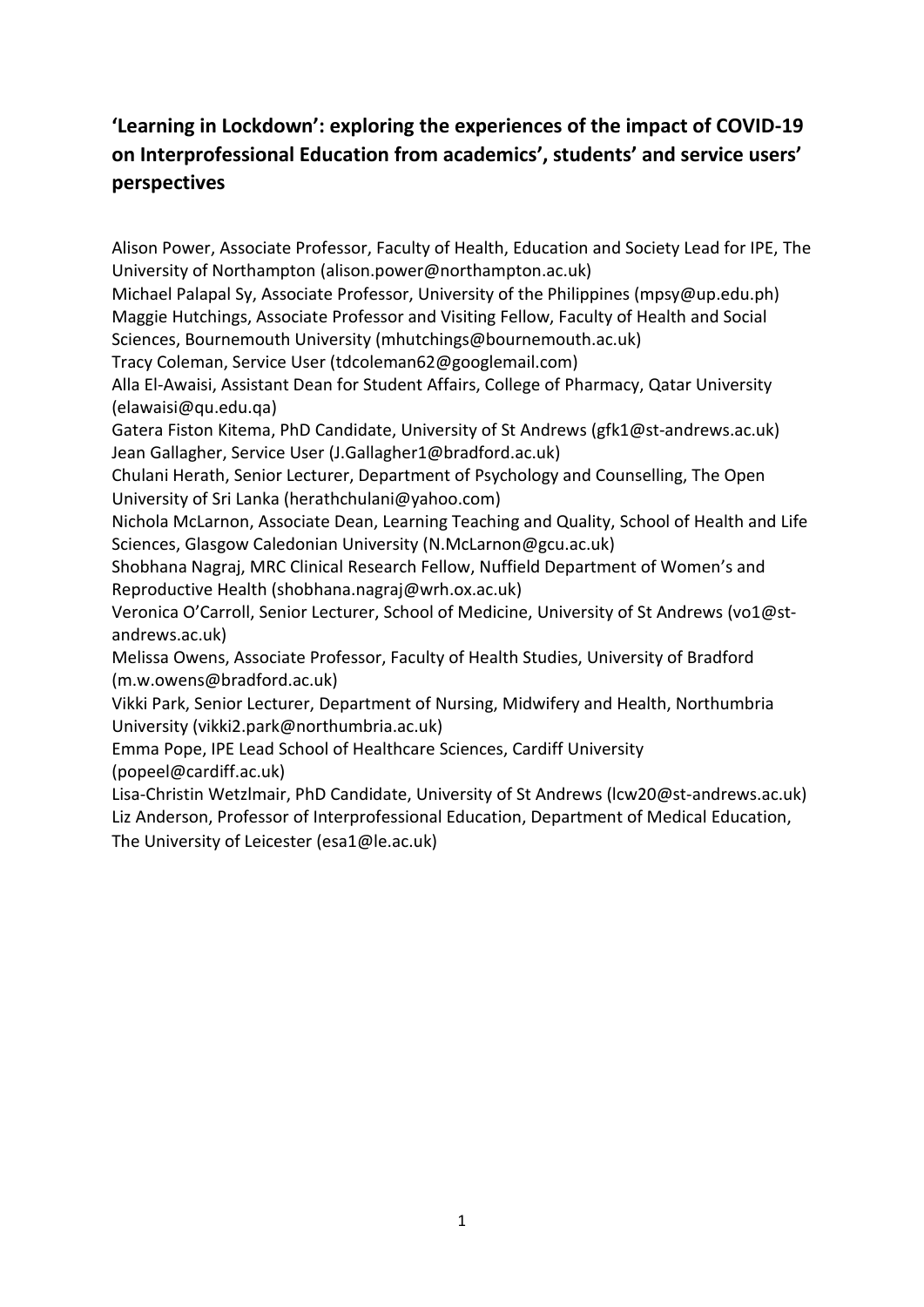# 'Learning in Lockdown': exploring the experiences of the impact of COVID-19 on Interprofessional Education from academics', students' and service users' perspectives

Alison Power, Associate Professor, Faculty of Health, Education and Society Lead for IPE, The University of Northampton (alison.power@northampton.ac.uk)
Michael Palapal Sy, Associate Professor, University of the Philippines (mpsy@up.edu.ph)
Maggie Hutchings, Associate Professor and Visiting Fellow, Faculty of Health and Social Sciences, Bournemouth University (mhutchings@bournemouth.ac.uk)
Tracy Coleman, Service User (tdcoleman62@googlemail.com)
Alla El-Awaisi, Assistant Dean for Student Affairs, College of Pharmacy, Qatar University (elawaisi@qu.edu.qa)
Gatera Fiston Kitema, PhD Candidate, University of St Andrews (gfk1@st-andrews.ac.uk)
Jean Gallagher, Service User (J.Gallagher1@bradford.ac.uk)
Chulani Herath, Senior Lecturer, Department of Psychology and Counselling, The Open University of Sri Lanka (herathchulani@yahoo.com)
Nichola McLarnon, Associate Dean, Learning Teaching and Quality, School of Health and Life Sciences, Glasgow Caledonian University (N.McLarnon@gcu.ac.uk)
Shobhana Nagraj, MRC Clinical Research Fellow, Nuffield Department of Women's and Reproductive Health (shobhana.nagraj@wrh.ox.ac.uk)
Veronica O'Carroll, Senior Lecturer, School of Medicine, University of St Andrews (vo1@st-andrews.ac.uk)
Melissa Owens, Associate Professor, Faculty of Health Studies, University of Bradford (m.w.owens@bradford.ac.uk)
Vikki Park, Senior Lecturer, Department of Nursing, Midwifery and Health, Northumbria University (vikki2.park@northumbria.ac.uk)
Emma Pope, IPE Lead School of Healthcare Sciences, Cardiff University (popeel@cardiff.ac.uk)
Lisa-Christin Wetzlmair, PhD Candidate, University of St Andrews (lcw20@st-andrews.ac.uk)
Liz Anderson, Professor of Interprofessional Education, Department of Medical Education, The University of Leicester (esa1@le.ac.uk)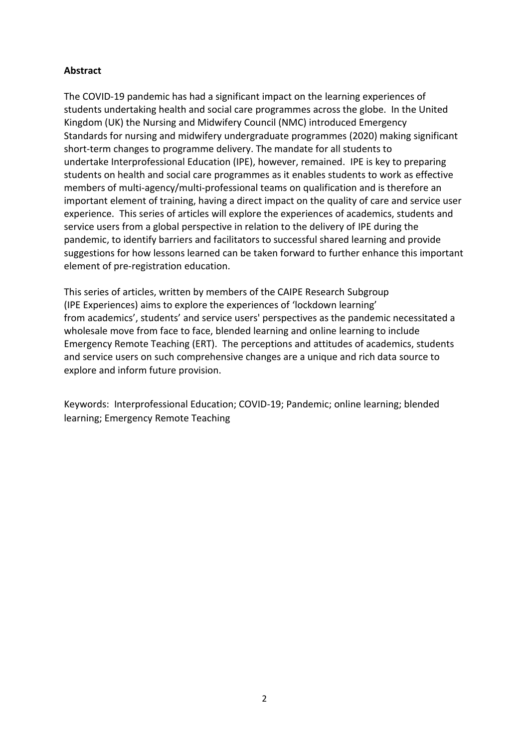**Abstract**

The COVID-19 pandemic has had a significant impact on the learning experiences of students undertaking health and social care programmes across the globe. In the United Kingdom (UK) the Nursing and Midwifery Council (NMC) introduced Emergency Standards for nursing and midwifery undergraduate programmes (2020) making significant short-term changes to programme delivery. The mandate for all students to undertake Interprofessional Education (IPE), however, remained. IPE is key to preparing students on health and social care programmes as it enables students to work as effective members of multi-agency/multi-professional teams on qualification and is therefore an important element of training, having a direct impact on the quality of care and service user experience. This series of articles will explore the experiences of academics, students and service users from a global perspective in relation to the delivery of IPE during the pandemic, to identify barriers and facilitators to successful shared learning and provide suggestions for how lessons learned can be taken forward to further enhance this important element of pre-registration education.

This series of articles, written by members of the CAIPE Research Subgroup (IPE Experiences) aims to explore the experiences of 'lockdown learning' from academics', students' and service users' perspectives as the pandemic necessitated a wholesale move from face to face, blended learning and online learning to include Emergency Remote Teaching (ERT). The perceptions and attitudes of academics, students and service users on such comprehensive changes are a unique and rich data source to explore and inform future provision.

Keywords: Interprofessional Education; COVID-19; Pandemic; online learning; blended learning; Emergency Remote Teaching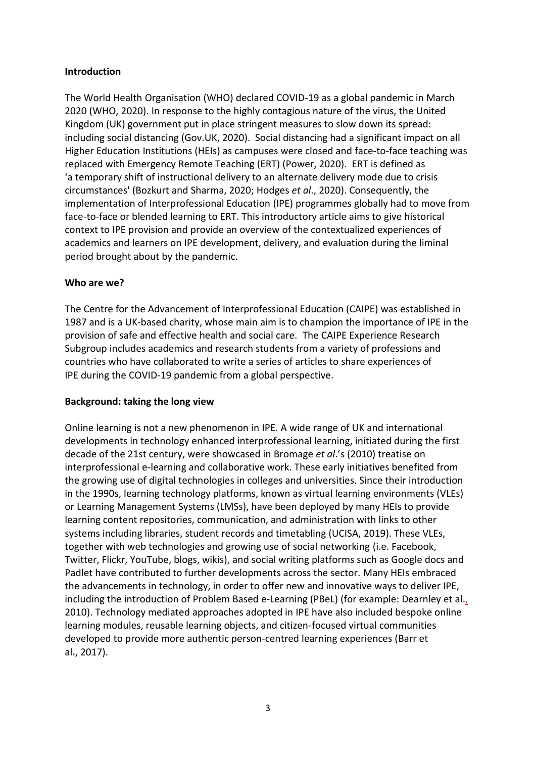## Introduction

The World Health Organisation (WHO) declared COVID-19 as a global pandemic in March 2020 (WHO, 2020). In response to the highly contagious nature of the virus, the United Kingdom (UK) government put in place stringent measures to slow down its spread: including social distancing (Gov.UK, 2020). Social distancing had a significant impact on all Higher Education Institutions (HEIs) as campuses were closed and face-to-face teaching was replaced with Emergency Remote Teaching (ERT) (Power, 2020). ERT is defined as 'a temporary shift of instructional delivery to an alternate delivery mode due to crisis circumstances' (Bozkurt and Sharma, 2020; Hodges *et al*., 2020). Consequently, the implementation of Interprofessional Education (IPE) programmes globally had to move from face-to-face or blended learning to ERT. This introductory article aims to give historical context to IPE provision and provide an overview of the contextualized experiences of academics and learners on IPE development, delivery, and evaluation during the liminal period brought about by the pandemic.

## Who are we?

The Centre for the Advancement of Interprofessional Education (CAIPE) was established in 1987 and is a UK-based charity, whose main aim is to champion the importance of IPE in the provision of safe and effective health and social care. The CAIPE Experience Research Subgroup includes academics and research students from a variety of professions and countries who have collaborated to write a series of articles to share experiences of IPE during the COVID-19 pandemic from a global perspective.

## Background: taking the long view

Online learning is not a new phenomenon in IPE. A wide range of UK and international developments in technology enhanced interprofessional learning, initiated during the first decade of the 21st century, were showcased in Bromage *et al*.'s (2010) treatise on interprofessional e-learning and collaborative work. These early initiatives benefited from the growing use of digital technologies in colleges and universities. Since their introduction in the 1990s, learning technology platforms, known as virtual learning environments (VLEs) or Learning Management Systems (LMSs), have been deployed by many HEIs to provide learning content repositories, communication, and administration with links to other systems including libraries, student records and timetabling (UCISA, 2019). These VLEs, together with web technologies and growing use of social networking (i.e. Facebook, Twitter, Flickr, YouTube, blogs, wikis), and social writing platforms such as Google docs and Padlet have contributed to further developments across the sector. Many HEIs embraced the advancements in technology, in order to offer new and innovative ways to deliver IPE, including the introduction of Problem Based e-Learning (PBeL) (for example: Dearnley et al., 2010). Technology mediated approaches adopted in IPE have also included bespoke online learning modules, reusable learning objects, and citizen-focused virtual communities developed to provide more authentic person-centred learning experiences (Barr et al., 2017).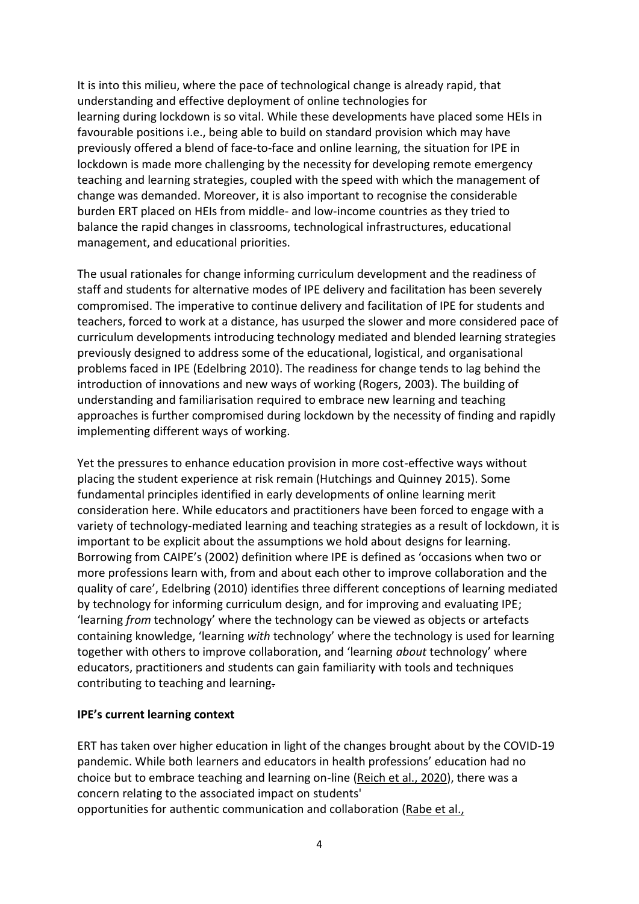It is into this milieu, where the pace of technological change is already rapid, that understanding and effective deployment of online technologies for learning during lockdown is so vital. While these developments have placed some HEIs in favourable positions i.e., being able to build on standard provision which may have previously offered a blend of face-to-face and online learning, the situation for IPE in lockdown is made more challenging by the necessity for developing remote emergency teaching and learning strategies, coupled with the speed with which the management of change was demanded. Moreover, it is also important to recognise the considerable burden ERT placed on HEIs from middle- and low-income countries as they tried to balance the rapid changes in classrooms, technological infrastructures, educational management, and educational priorities.

The usual rationales for change informing curriculum development and the readiness of staff and students for alternative modes of IPE delivery and facilitation has been severely compromised. The imperative to continue delivery and facilitation of IPE for students and teachers, forced to work at a distance, has usurped the slower and more considered pace of curriculum developments introducing technology mediated and blended learning strategies previously designed to address some of the educational, logistical, and organisational problems faced in IPE (Edelbring 2010). The readiness for change tends to lag behind the introduction of innovations and new ways of working (Rogers, 2003). The building of understanding and familiarisation required to embrace new learning and teaching approaches is further compromised during lockdown by the necessity of finding and rapidly implementing different ways of working.

Yet the pressures to enhance education provision in more cost-effective ways without placing the student experience at risk remain (Hutchings and Quinney 2015). Some fundamental principles identified in early developments of online learning merit consideration here. While educators and practitioners have been forced to engage with a variety of technology-mediated learning and teaching strategies as a result of lockdown, it is important to be explicit about the assumptions we hold about designs for learning. Borrowing from CAIPE's (2002) definition where IPE is defined as 'occasions when two or more professions learn with, from and about each other to improve collaboration and the quality of care', Edelbring (2010) identifies three different conceptions of learning mediated by technology for informing curriculum design, and for improving and evaluating IPE; 'learning *from* technology' where the technology can be viewed as objects or artefacts containing knowledge, 'learning *with* technology' where the technology is used for learning together with others to improve collaboration, and 'learning *about* technology' where educators, practitioners and students can gain familiarity with tools and techniques contributing to teaching and learning.

**IPE's current learning context**

ERT has taken over higher education in light of the changes brought about by the COVID-19 pandemic. While both learners and educators in health professions' education had no choice but to embrace teaching and learning on-line (Reich et al., 2020), there was a concern relating to the associated impact on students' opportunities for authentic communication and collaboration (Rabe et al.,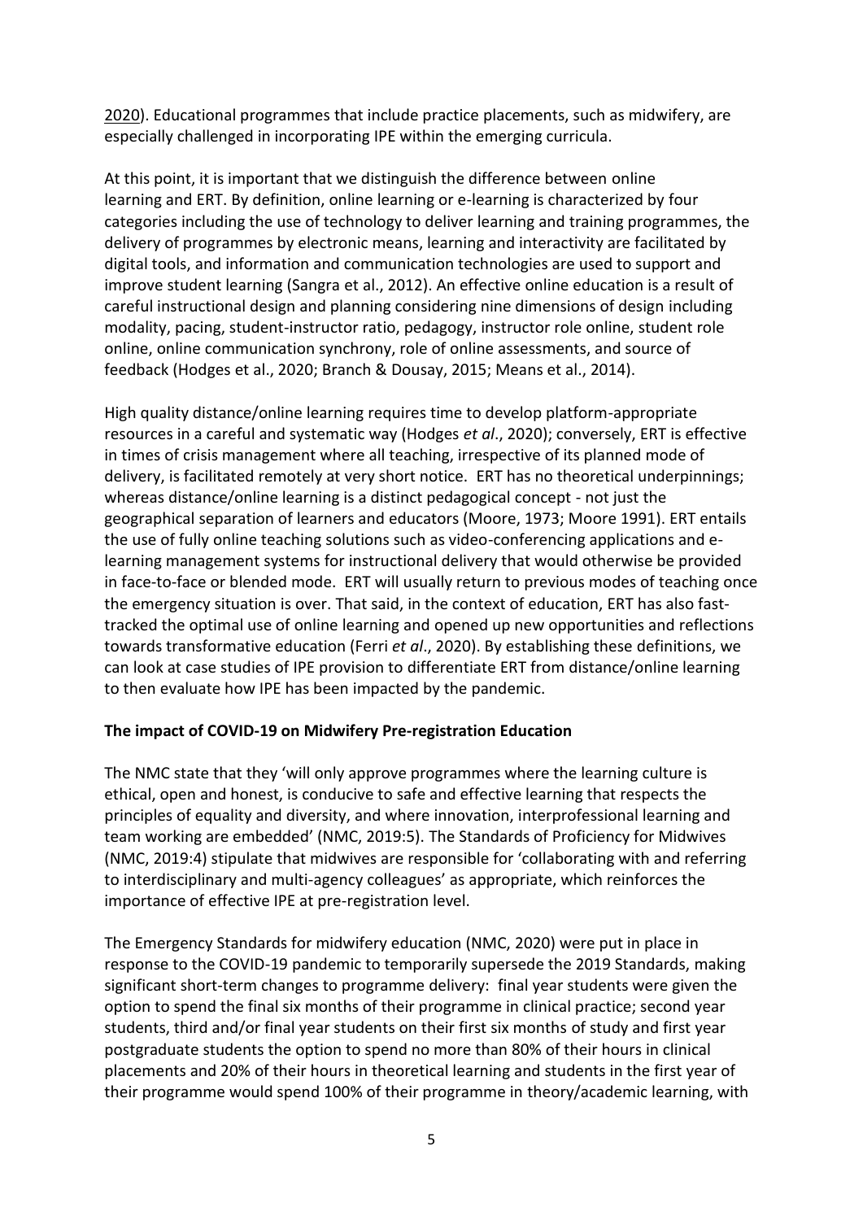2020). Educational programmes that include practice placements, such as midwifery, are especially challenged in incorporating IPE within the emerging curricula.

At this point, it is important that we distinguish the difference between online learning and ERT. By definition, online learning or e-learning is characterized by four categories including the use of technology to deliver learning and training programmes, the delivery of programmes by electronic means, learning and interactivity are facilitated by digital tools, and information and communication technologies are used to support and improve student learning (Sangra et al., 2012). An effective online education is a result of careful instructional design and planning considering nine dimensions of design including modality, pacing, student-instructor ratio, pedagogy, instructor role online, student role online, online communication synchrony, role of online assessments, and source of feedback (Hodges et al., 2020; Branch & Dousay, 2015; Means et al., 2014).

High quality distance/online learning requires time to develop platform-appropriate resources in a careful and systematic way (Hodges *et al*., 2020); conversely, ERT is effective in times of crisis management where all teaching, irrespective of its planned mode of delivery, is facilitated remotely at very short notice. ERT has no theoretical underpinnings; whereas distance/online learning is a distinct pedagogical concept - not just the geographical separation of learners and educators (Moore, 1973; Moore 1991). ERT entails the use of fully online teaching solutions such as video-conferencing applications and e-learning management systems for instructional delivery that would otherwise be provided in face-to-face or blended mode. ERT will usually return to previous modes of teaching once the emergency situation is over. That said, in the context of education, ERT has also fast-tracked the optimal use of online learning and opened up new opportunities and reflections towards transformative education (Ferri *et al*., 2020). By establishing these definitions, we can look at case studies of IPE provision to differentiate ERT from distance/online learning to then evaluate how IPE has been impacted by the pandemic.

**The impact of COVID-19 on Midwifery Pre-registration Education**

The NMC state that they 'will only approve programmes where the learning culture is ethical, open and honest, is conducive to safe and effective learning that respects the principles of equality and diversity, and where innovation, interprofessional learning and team working are embedded' (NMC, 2019:5). The Standards of Proficiency for Midwives (NMC, 2019:4) stipulate that midwives are responsible for 'collaborating with and referring to interdisciplinary and multi-agency colleagues' as appropriate, which reinforces the importance of effective IPE at pre-registration level.

The Emergency Standards for midwifery education (NMC, 2020) were put in place in response to the COVID-19 pandemic to temporarily supersede the 2019 Standards, making significant short-term changes to programme delivery: final year students were given the option to spend the final six months of their programme in clinical practice; second year students, third and/or final year students on their first six months of study and first year postgraduate students the option to spend no more than 80% of their hours in clinical placements and 20% of their hours in theoretical learning and students in the first year of their programme would spend 100% of their programme in theory/academic learning, with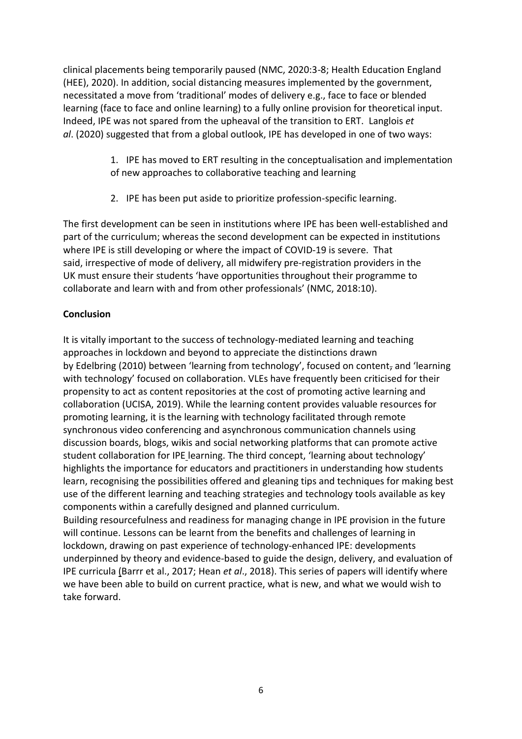clinical placements being temporarily paused (NMC, 2020:3-8; Health Education England (HEE), 2020). In addition, social distancing measures implemented by the government, necessitated a move from 'traditional' modes of delivery e.g., face to face or blended learning (face to face and online learning) to a fully online provision for theoretical input. Indeed, IPE was not spared from the upheaval of the transition to ERT. Langlois *et al*. (2020) suggested that from a global outlook, IPE has developed in one of two ways:

1. IPE has moved to ERT resulting in the conceptualisation and implementation of new approaches to collaborative teaching and learning
2. IPE has been put aside to prioritize profession-specific learning.

The first development can be seen in institutions where IPE has been well-established and part of the curriculum; whereas the second development can be expected in institutions where IPE is still developing or where the impact of COVID-19 is severe. That said, irrespective of mode of delivery, all midwifery pre-registration providers in the UK must ensure their students 'have opportunities throughout their programme to collaborate and learn with and from other professionals' (NMC, 2018:10).

**Conclusion**

It is vitally important to the success of technology-mediated learning and teaching approaches in lockdown and beyond to appreciate the distinctions drawn by Edelbring (2010) between 'learning from technology', focused on content, and 'learning with technology' focused on collaboration. VLEs have frequently been criticised for their propensity to act as content repositories at the cost of promoting active learning and collaboration (UCISA, 2019). While the learning content provides valuable resources for promoting learning, it is the learning with technology facilitated through remote synchronous video conferencing and asynchronous communication channels using discussion boards, blogs, wikis and social networking platforms that can promote active student collaboration for IPE learning. The third concept, 'learning about technology' highlights the importance for educators and practitioners in understanding how students learn, recognising the possibilities offered and gleaning tips and techniques for making best use of the different learning and teaching strategies and technology tools available as key components within a carefully designed and planned curriculum.

Building resourcefulness and readiness for managing change in IPE provision in the future will continue. Lessons can be learnt from the benefits and challenges of learning in lockdown, drawing on past experience of technology-enhanced IPE: developments underpinned by theory and evidence-based to guide the design, delivery, and evaluation of IPE curricula (Barrr et al., 2017; Hean *et al*., 2018). This series of papers will identify where we have been able to build on current practice, what is new, and what we would wish to take forward.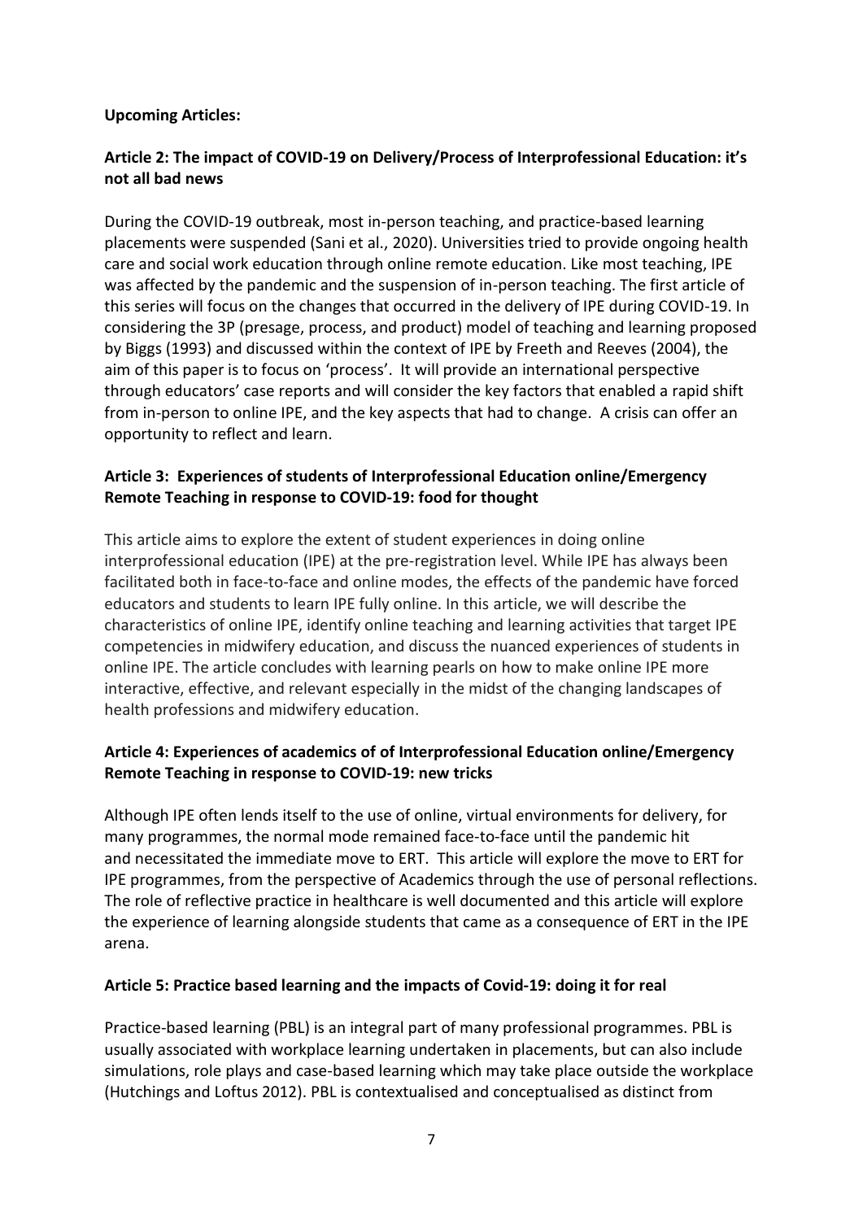**Upcoming Articles:**

**Article 2: The impact of COVID-19 on Delivery/Process of Interprofessional Education: it's not all bad news**

During the COVID-19 outbreak, most in-person teaching, and practice-based learning placements were suspended (Sani et al., 2020). Universities tried to provide ongoing health care and social work education through online remote education. Like most teaching, IPE was affected by the pandemic and the suspension of in-person teaching. The first article of this series will focus on the changes that occurred in the delivery of IPE during COVID-19. In considering the 3P (presage, process, and product) model of teaching and learning proposed by Biggs (1993) and discussed within the context of IPE by Freeth and Reeves (2004), the aim of this paper is to focus on 'process'. It will provide an international perspective through educators' case reports and will consider the key factors that enabled a rapid shift from in-person to online IPE, and the key aspects that had to change. A crisis can offer an opportunity to reflect and learn.

**Article 3: Experiences of students of Interprofessional Education online/Emergency Remote Teaching in response to COVID-19: food for thought**

This article aims to explore the extent of student experiences in doing online interprofessional education (IPE) at the pre-registration level. While IPE has always been facilitated both in face-to-face and online modes, the effects of the pandemic have forced educators and students to learn IPE fully online. In this article, we will describe the characteristics of online IPE, identify online teaching and learning activities that target IPE competencies in midwifery education, and discuss the nuanced experiences of students in online IPE. The article concludes with learning pearls on how to make online IPE more interactive, effective, and relevant especially in the midst of the changing landscapes of health professions and midwifery education.

**Article 4: Experiences of academics of of Interprofessional Education online/Emergency Remote Teaching in response to COVID-19: new tricks**

Although IPE often lends itself to the use of online, virtual environments for delivery, for many programmes, the normal mode remained face-to-face until the pandemic hit and necessitated the immediate move to ERT. This article will explore the move to ERT for IPE programmes, from the perspective of Academics through the use of personal reflections. The role of reflective practice in healthcare is well documented and this article will explore the experience of learning alongside students that came as a consequence of ERT in the IPE arena.

**Article 5: Practice based learning and the impacts of Covid-19: doing it for real**

Practice-based learning (PBL) is an integral part of many professional programmes. PBL is usually associated with workplace learning undertaken in placements, but can also include simulations, role plays and case-based learning which may take place outside the workplace (Hutchings and Loftus 2012). PBL is contextualised and conceptualised as distinct from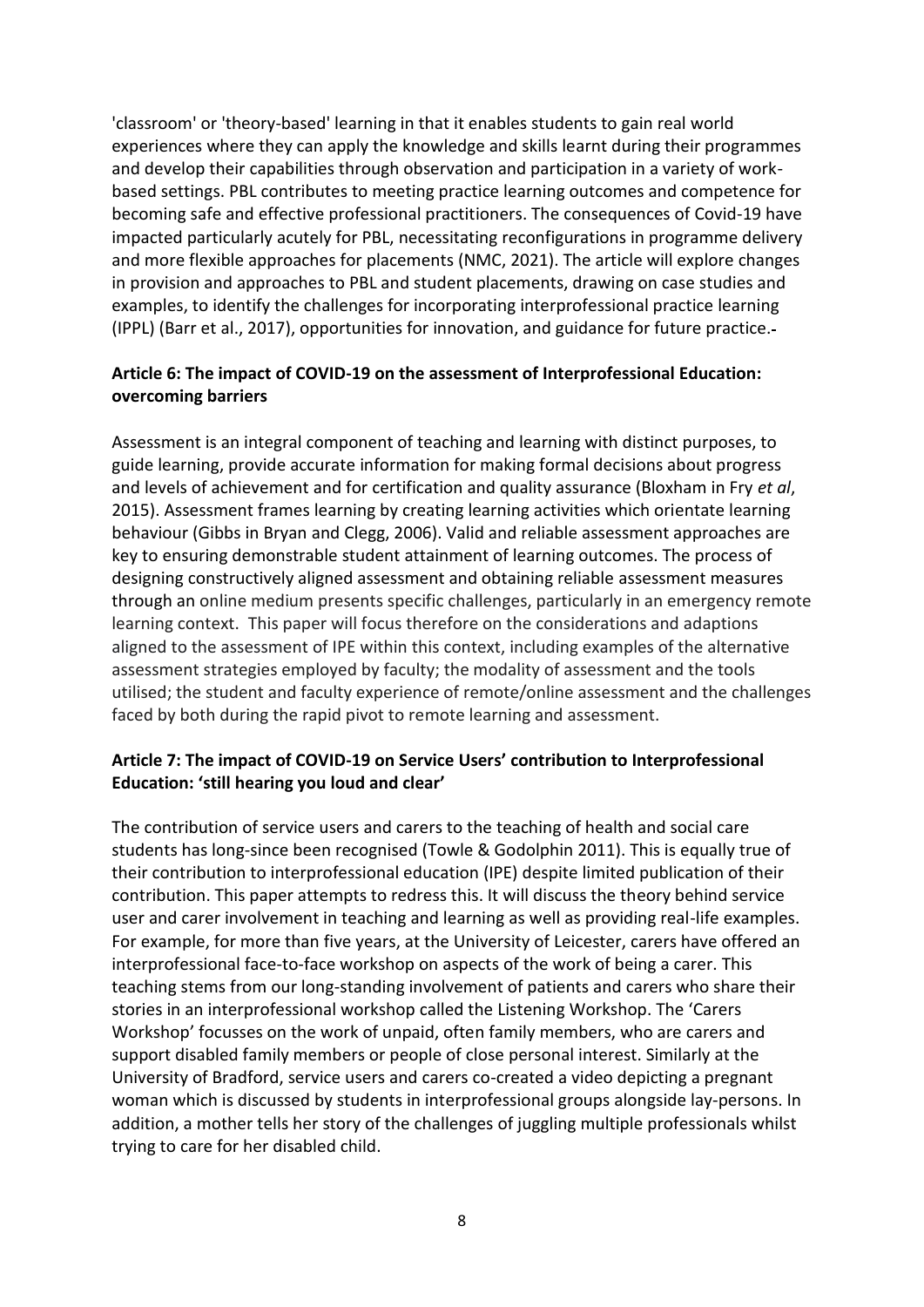'classroom' or 'theory-based' learning in that it enables students to gain real world experiences where they can apply the knowledge and skills learnt during their programmes and develop their capabilities through observation and participation in a variety of work-based settings. PBL contributes to meeting practice learning outcomes and competence for becoming safe and effective professional practitioners. The consequences of Covid-19 have impacted particularly acutely for PBL, necessitating reconfigurations in programme delivery and more flexible approaches for placements (NMC, 2021). The article will explore changes in provision and approaches to PBL and student placements, drawing on case studies and examples, to identify the challenges for incorporating interprofessional practice learning (IPPL) (Barr et al., 2017), opportunities for innovation, and guidance for future practice.-

**Article 6: The impact of COVID-19 on the assessment of Interprofessional Education: overcoming barriers**

Assessment is an integral component of teaching and learning with distinct purposes, to guide learning, provide accurate information for making formal decisions about progress and levels of achievement and for certification and quality assurance (Bloxham in Fry *et al*, 2015). Assessment frames learning by creating learning activities which orientate learning behaviour (Gibbs in Bryan and Clegg, 2006). Valid and reliable assessment approaches are key to ensuring demonstrable student attainment of learning outcomes. The process of designing constructively aligned assessment and obtaining reliable assessment measures through an online medium presents specific challenges, particularly in an emergency remote learning context. This paper will focus therefore on the considerations and adaptions aligned to the assessment of IPE within this context, including examples of the alternative assessment strategies employed by faculty; the modality of assessment and the tools utilised; the student and faculty experience of remote/online assessment and the challenges faced by both during the rapid pivot to remote learning and assessment.

**Article 7: The impact of COVID-19 on Service Users' contribution to Interprofessional Education: 'still hearing you loud and clear'**

The contribution of service users and carers to the teaching of health and social care students has long-since been recognised (Towle & Godolphin 2011). This is equally true of their contribution to interprofessional education (IPE) despite limited publication of their contribution. This paper attempts to redress this. It will discuss the theory behind service user and carer involvement in teaching and learning as well as providing real-life examples. For example, for more than five years, at the University of Leicester, carers have offered an interprofessional face-to-face workshop on aspects of the work of being a carer. This teaching stems from our long-standing involvement of patients and carers who share their stories in an interprofessional workshop called the Listening Workshop. The 'Carers Workshop' focusses on the work of unpaid, often family members, who are carers and support disabled family members or people of close personal interest. Similarly at the University of Bradford, service users and carers co-created a video depicting a pregnant woman which is discussed by students in interprofessional groups alongside lay-persons. In addition, a mother tells her story of the challenges of juggling multiple professionals whilst trying to care for her disabled child.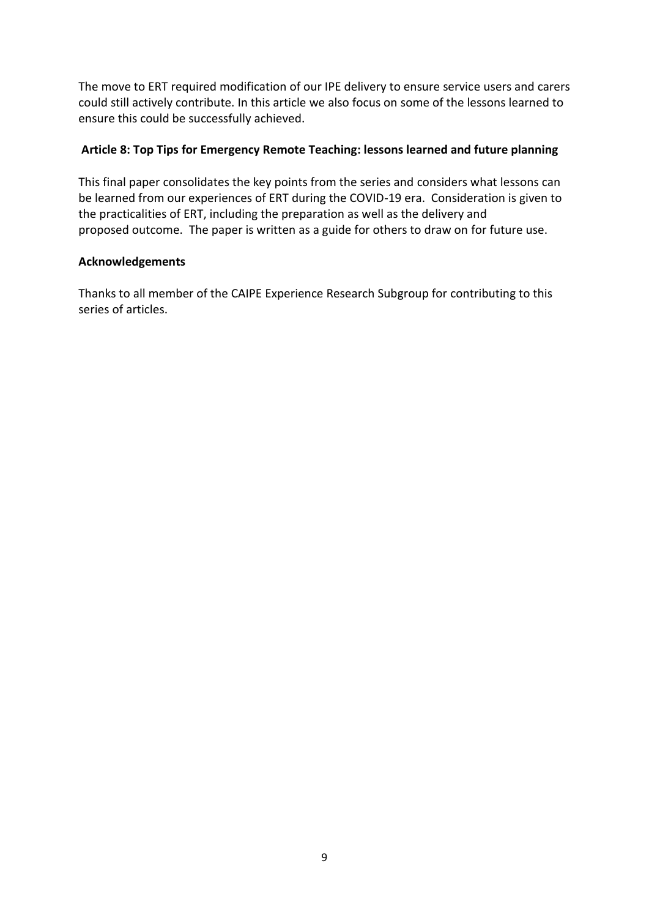The move to ERT required modification of our IPE delivery to ensure service users and carers could still actively contribute. In this article we also focus on some of the lessons learned to ensure this could be successfully achieved.

**Article 8: Top Tips for Emergency Remote Teaching: lessons learned and future planning**

This final paper consolidates the key points from the series and considers what lessons can be learned from our experiences of ERT during the COVID-19 era. Consideration is given to the practicalities of ERT, including the preparation as well as the delivery and proposed outcome. The paper is written as a guide for others to draw on for future use.

**Acknowledgements**

Thanks to all member of the CAIPE Experience Research Subgroup for contributing to this series of articles.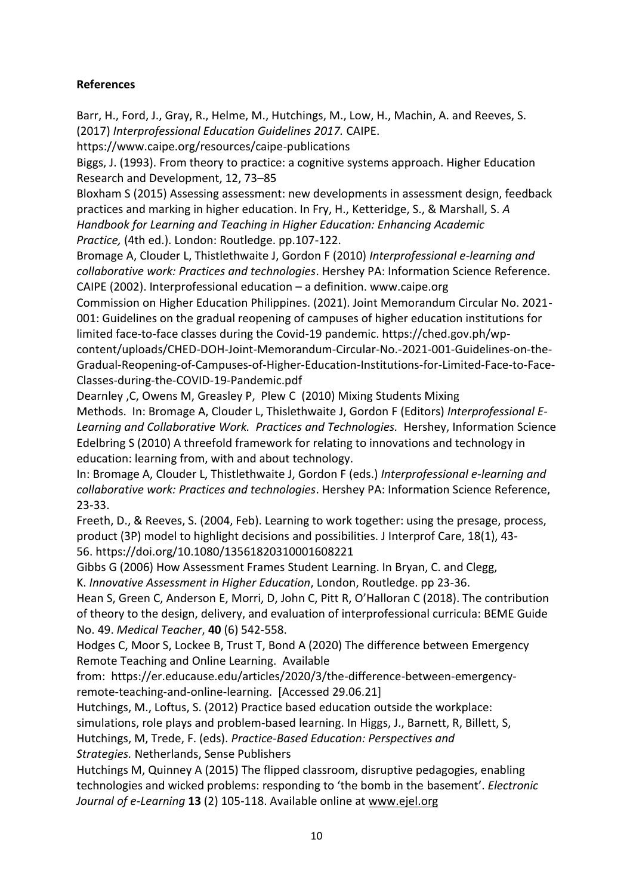**References**

Barr, H., Ford, J., Gray, R., Helme, M., Hutchings, M., Low, H., Machin, A. and Reeves, S. (2017) *Interprofessional Education Guidelines 2017.* CAIPE. https://www.caipe.org/resources/caipe-publications

Biggs, J. (1993). From theory to practice: a cognitive systems approach. Higher Education Research and Development, 12, 73–85

Bloxham S (2015) Assessing assessment: new developments in assessment design, feedback practices and marking in higher education. In Fry, H., Ketteridge, S., & Marshall, S. *A Handbook for Learning and Teaching in Higher Education: Enhancing Academic Practice,* (4th ed.). London: Routledge. pp.107-122.

Bromage A, Clouder L, Thistlethwaite J, Gordon F (2010) *Interprofessional e-learning and collaborative work: Practices and technologies*. Hershey PA: Information Science Reference.

CAIPE (2002). Interprofessional education – a definition. www.caipe.org

Commission on Higher Education Philippines. (2021). Joint Memorandum Circular No. 2021-001: Guidelines on the gradual reopening of campuses of higher education institutions for limited face-to-face classes during the Covid-19 pandemic. https://ched.gov.ph/wp-content/uploads/CHED-DOH-Joint-Memorandum-Circular-No.-2021-001-Guidelines-on-the-Gradual-Reopening-of-Campuses-of-Higher-Education-Institutions-for-Limited-Face-to-Face-Classes-during-the-COVID-19-Pandemic.pdf

Dearnley ,C, Owens M, Greasley P, Plew C (2010) Mixing Students Mixing Methods. In: Bromage A, Clouder L, Thislethwaite J, Gordon F (Editors) *Interprofessional E-Learning and Collaborative Work. Practices and Technologies.* Hershey, Information Science

Edelbring S (2010) A threefold framework for relating to innovations and technology in education: learning from, with and about technology.
In: Bromage A, Clouder L, Thistlethwaite J, Gordon F (eds.) *Interprofessional e-learning and collaborative work: Practices and technologies*. Hershey PA: Information Science Reference, 23-33.

Freeth, D., & Reeves, S. (2004, Feb). Learning to work together: using the presage, process, product (3P) model to highlight decisions and possibilities. J Interprof Care, 18(1), 43-56. https://doi.org/10.1080/13561820310001608221

Gibbs G (2006) How Assessment Frames Student Learning. In Bryan, C. and Clegg, K. *Innovative Assessment in Higher Education*, London, Routledge. pp 23-36.

Hean S, Green C, Anderson E, Morri, D, John C, Pitt R, O'Halloran C (2018). The contribution of theory to the design, delivery, and evaluation of interprofessional curricula: BEME Guide No. 49. *Medical Teacher*, **40** (6) 542-558.

Hodges C, Moor S, Lockee B, Trust T, Bond A (2020) The difference between Emergency Remote Teaching and Online Learning. Available from: https://er.educause.edu/articles/2020/3/the-difference-between-emergency-remote-teaching-and-online-learning. [Accessed 29.06.21]

Hutchings, M., Loftus, S. (2012) Practice based education outside the workplace: simulations, role plays and problem-based learning. In Higgs, J., Barnett, R, Billett, S, Hutchings, M, Trede, F. (eds). *Practice-Based Education: Perspectives and Strategies.* Netherlands, Sense Publishers

Hutchings M, Quinney A (2015) The flipped classroom, disruptive pedagogies, enabling technologies and wicked problems: responding to 'the bomb in the basement'. *Electronic Journal of e-Learning* **13** (2) 105-118. Available online at www.ejel.org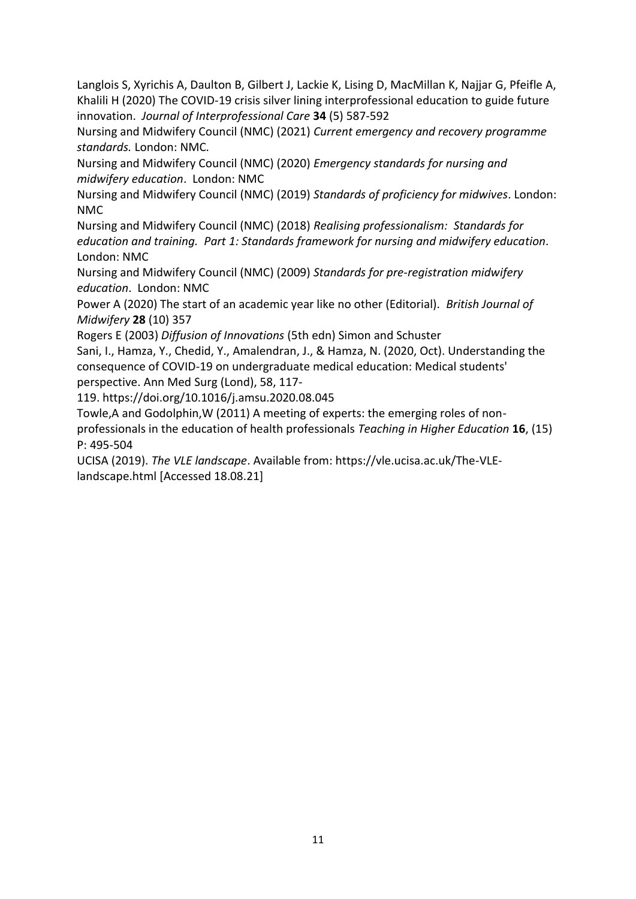Langlois S, Xyrichis A, Daulton B, Gilbert J, Lackie K, Lising D, MacMillan K, Najjar G, Pfeifle A, Khalili H (2020) The COVID-19 crisis silver lining interprofessional education to guide future innovation. *Journal of Interprofessional Care* **34** (5) 587-592

Nursing and Midwifery Council (NMC) (2021) *Current emergency and recovery programme standards.* London: NMC.

Nursing and Midwifery Council (NMC) (2020) *Emergency standards for nursing and midwifery education*. London: NMC

Nursing and Midwifery Council (NMC) (2019) *Standards of proficiency for midwives*. London: NMC

Nursing and Midwifery Council (NMC) (2018) *Realising professionalism: Standards for education and training. Part 1: Standards framework for nursing and midwifery education*. London: NMC

Nursing and Midwifery Council (NMC) (2009) *Standards for pre-registration midwifery education*. London: NMC

Power A (2020) The start of an academic year like no other (Editorial). *British Journal of Midwifery* **28** (10) 357

Rogers E (2003) *Diffusion of Innovations* (5th edn) Simon and Schuster

Sani, I., Hamza, Y., Chedid, Y., Amalendran, J., & Hamza, N. (2020, Oct). Understanding the consequence of COVID-19 on undergraduate medical education: Medical students' perspective. Ann Med Surg (Lond), 58, 117-119. https://doi.org/10.1016/j.amsu.2020.08.045

Towle,A and Godolphin,W (2011) A meeting of experts: the emerging roles of non-professionals in the education of health professionals *Teaching in Higher Education* **16**, (15) P: 495-504

UCISA (2019). *The VLE landscape*. Available from: https://vle.ucisa.ac.uk/The-VLE-landscape.html [Accessed 18.08.21]